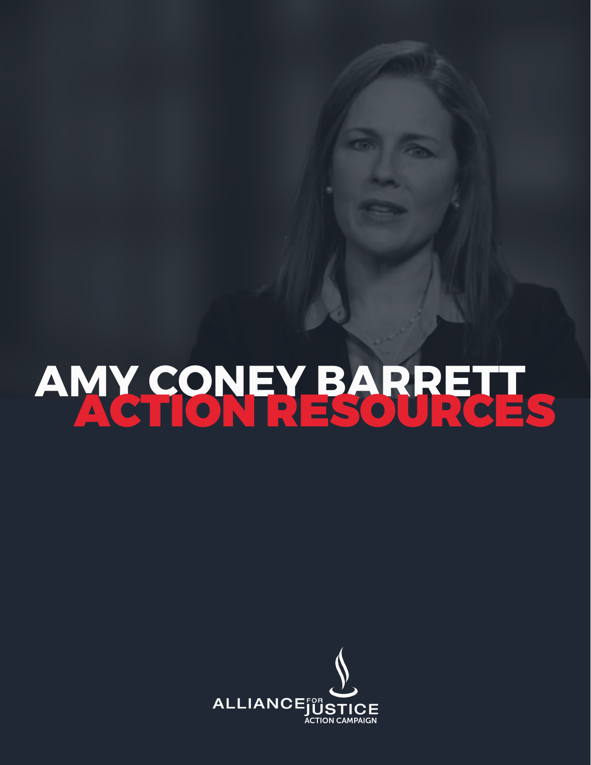# AMY CONEY BARRETT ACTION RESOURCES

ALLIANCE FOR JUSTICE ACTION CAMPAIGN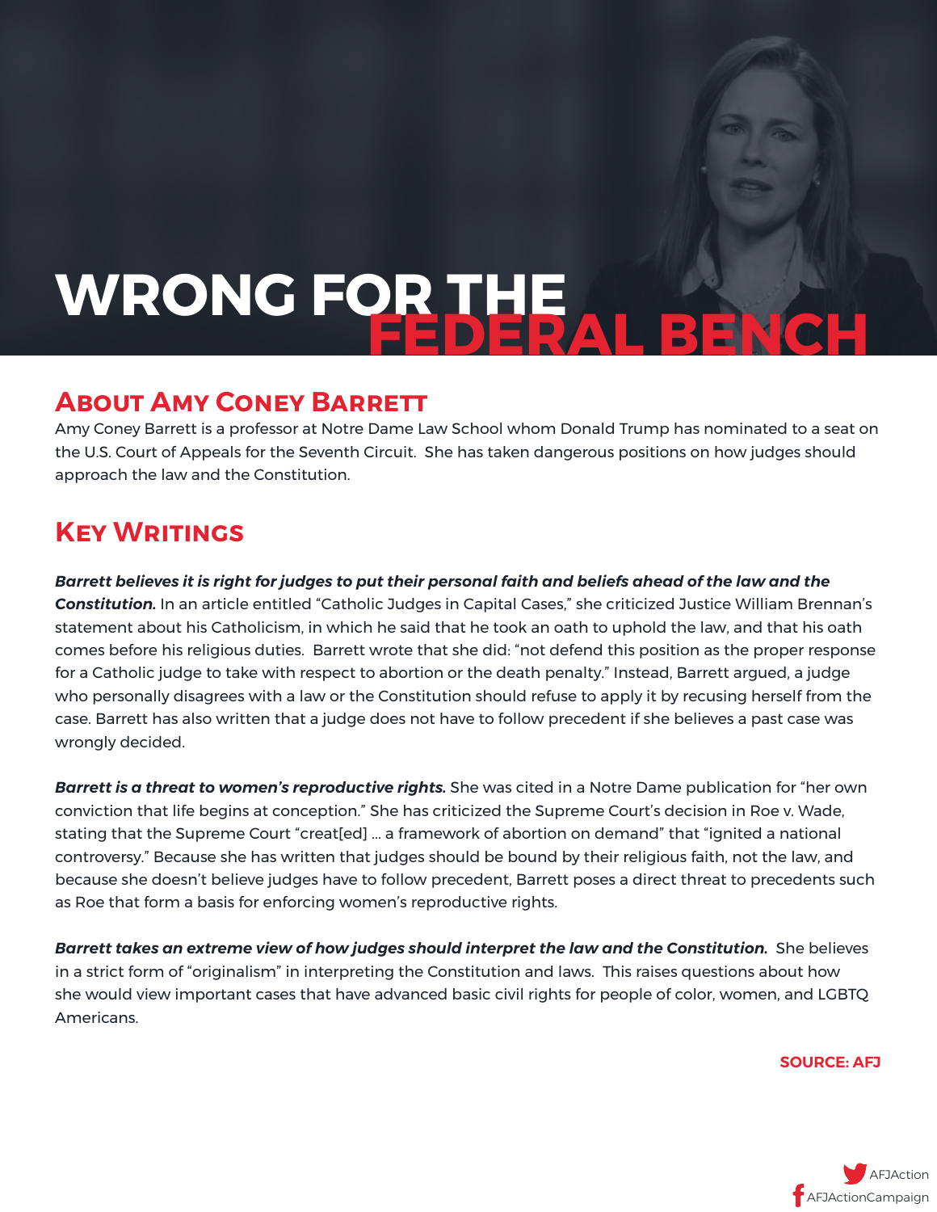# WRONG FOR THE FEDERAL BENCH

## About Amy Coney Barrett

Amy Coney Barrett is a professor at Notre Dame Law School whom Donald Trump has nominated to a seat on the U.S. Court of Appeals for the Seventh Circuit. She has taken dangerous positions on how judges should approach the law and the Constitution.

## Key Writings

***Barrett believes it is right for judges to put their personal faith and beliefs ahead of the law and the Constitution.*** In an article entitled "Catholic Judges in Capital Cases," she criticized Justice William Brennan's statement about his Catholicism, in which he said that he took an oath to uphold the law, and that his oath comes before his religious duties. Barrett wrote that she did: "not defend this position as the proper response for a Catholic judge to take with respect to abortion or the death penalty." Instead, Barrett argued, a judge who personally disagrees with a law or the Constitution should refuse to apply it by recusing herself from the case. Barrett has also written that a judge does not have to follow precedent if she believes a past case was wrongly decided.

***Barrett is a threat to women's reproductive rights.*** She was cited in a Notre Dame publication for "her own conviction that life begins at conception." She has criticized the Supreme Court's decision in Roe v. Wade, stating that the Supreme Court "creat[ed] … a framework of abortion on demand" that "ignited a national controversy." Because she has written that judges should be bound by their religious faith, not the law, and because she doesn't believe judges have to follow precedent, Barrett poses a direct threat to precedents such as Roe that form a basis for enforcing women's reproductive rights.

***Barrett takes an extreme view of how judges should interpret the law and the Constitution.*** She believes in a strict form of "originalism" in interpreting the Constitution and laws. This raises questions about how she would view important cases that have advanced basic civil rights for people of color, women, and LGBTQ Americans.

**SOURCE: AFJ**

AFJAction

AFJActionCampaign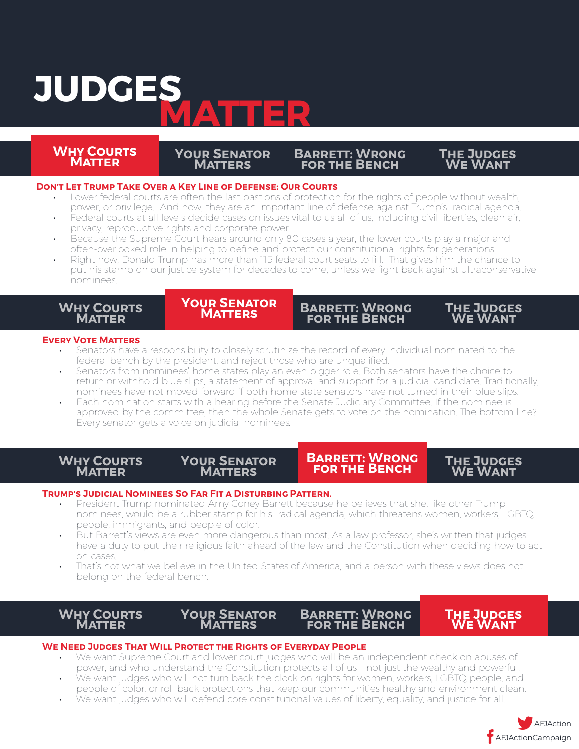# JUDGES MATTER

**Why Courts Matter** | Your Senator Matters | Barrett: Wrong for the Bench | The Judges We Want

## Don't Let Trump Take Over a Key Line of Defense: Our Courts

- Lower federal courts are often the last bastions of protection for the rights of people without wealth, power, or privilege. And now, they are an important line of defense against Trump's radical agenda.
- Federal courts at all levels decide cases on issues vital to us all of us, including civil liberties, clean air, privacy, reproductive rights and corporate power.
- Because the Supreme Court hears around only 80 cases a year, the lower courts play a major and often-overlooked role in helping to define and protect our constitutional rights for generations.
- Right now, Donald Trump has more than 115 federal court seats to fill. That gives him the chance to put his stamp on our justice system for decades to come, unless we fight back against ultraconservative nominees.

Why Courts Matter | **Your Senator Matters** | Barrett: Wrong for the Bench | The Judges We Want

## Every Vote Matters

- Senators have a responsibility to closely scrutinize the record of every individual nominated to the federal bench by the president, and reject those who are unqualified.
- Senators from nominees' home states play an even bigger role. Both senators have the choice to return or withhold blue slips, a statement of approval and support for a judicial candidate. Traditionally, nominees have not moved forward if both home state senators have not turned in their blue slips.
- Each nomination starts with a hearing before the Senate Judiciary Committee. If the nominee is approved by the committee, then the whole Senate gets to vote on the nomination. The bottom line? Every senator gets a voice on judicial nominees.

Why Courts Matter | Your Senator Matters | **Barrett: Wrong for the Bench** | The Judges We Want

## Trump's Judicial Nominees So Far Fit a Disturbing Pattern.

- President Trump nominated Amy Coney Barrett because he believes that she, like other Trump nominees, would be a rubber stamp for his radical agenda, which threatens women, workers, LGBTQ people, immigrants, and people of color.
- But Barrett's views are even more dangerous than most. As a law professor, she's written that judges have a duty to put their religious faith ahead of the law and the Constitution when deciding how to act on cases.
- That's not what we believe in the United States of America, and a person with these views does not belong on the federal bench.

Why Courts Matter | Your Senator Matters | Barrett: Wrong for the Bench | **The Judges We Want**

## We Need Judges That Will Protect the Rights of Everyday People

- We want Supreme Court and lower court judges who will be an independent check on abuses of power, and who understand the Constitution protects all of us – not just the wealthy and powerful.
- We want judges who will not turn back the clock on rights for women, workers, LGBTQ people, and people of color, or roll back protections that keep our communities healthy and environment clean.
- We want judges who will defend core constitutional values of liberty, equality, and justice for all.

AFJAction
AFJActionCampaign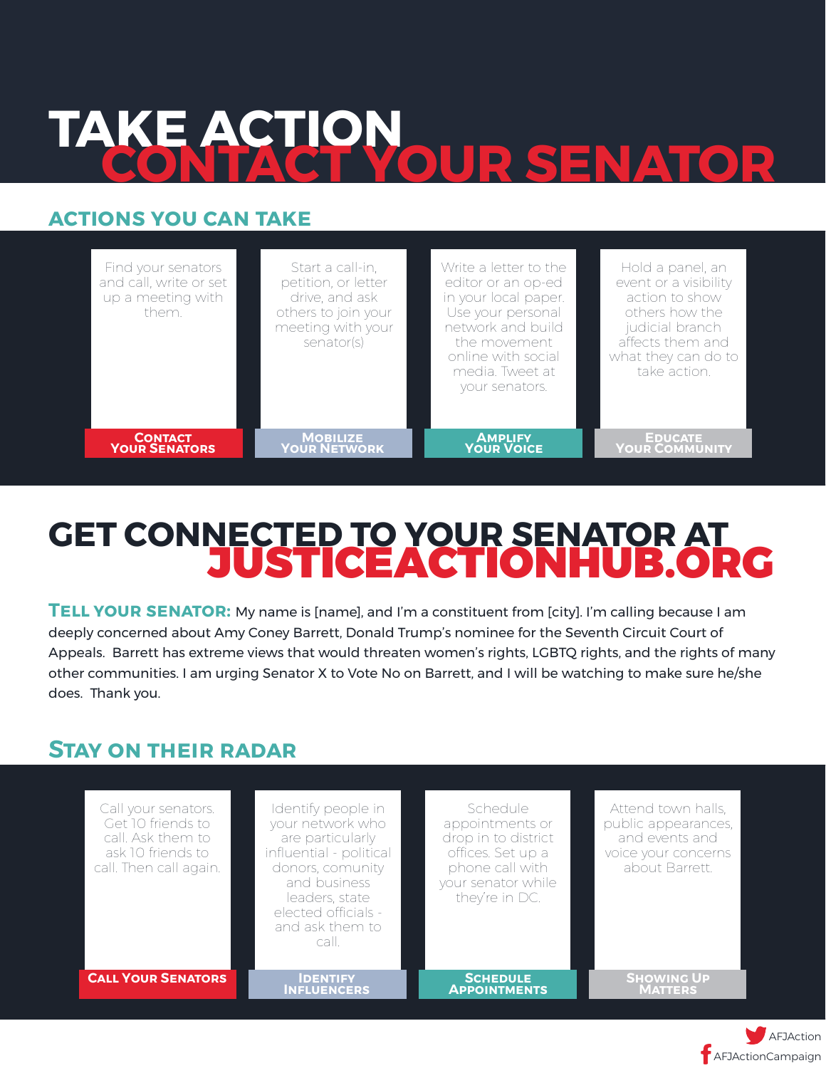# TAKE ACTION
# CONTACT YOUR SENATOR

## ACTIONS YOU CAN TAKE

**CONTACT YOUR SENATORS**

Find your senators and call, write or set up a meeting with them.

**MOBILIZE YOUR NETWORK**

Start a call-in, petition, or letter drive, and ask others to join your meeting with your senator(s)

**AMPLIFY YOUR VOICE**

Write a letter to the editor or an op-ed in your local paper. Use your personal network and build the movement online with social media. Tweet at your senators.

**EDUCATE YOUR COMMUNITY**

Hold a panel, an event or a visibility action to show others how the judicial branch affects them and what they can do to take action.

# GET CONNECTED TO YOUR SENATOR AT
# JUSTICEACTIONHUB.ORG

**TELL YOUR SENATOR:** My name is [name], and I'm a constituent from [city]. I'm calling because I am deeply concerned about Amy Coney Barrett, Donald Trump's nominee for the Seventh Circuit Court of Appeals. Barrett has extreme views that would threaten women's rights, LGBTQ rights, and the rights of many other communities. I am urging Senator X to Vote No on Barrett, and I will be watching to make sure he/she does. Thank you.

## STAY ON THEIR RADAR

**CALL YOUR SENATORS**

Call your senators. Get 10 friends to call. Ask them to ask 10 friends to call. Then call again.

**IDENTIFY INFLUENCERS**

Identify people in your network who are particularly influential - political donors, comunity and business leaders, state elected officials - and ask them to call.

**SCHEDULE APPOINTMENTS**

Schedule appointments or drop in to district offices. Set up a phone call with your senator while they're in DC.

**SHOWING UP MATTERS**

Attend town halls, public appearances, and events and voice your concerns about Barrett.

AFJAction
AFJActionCampaign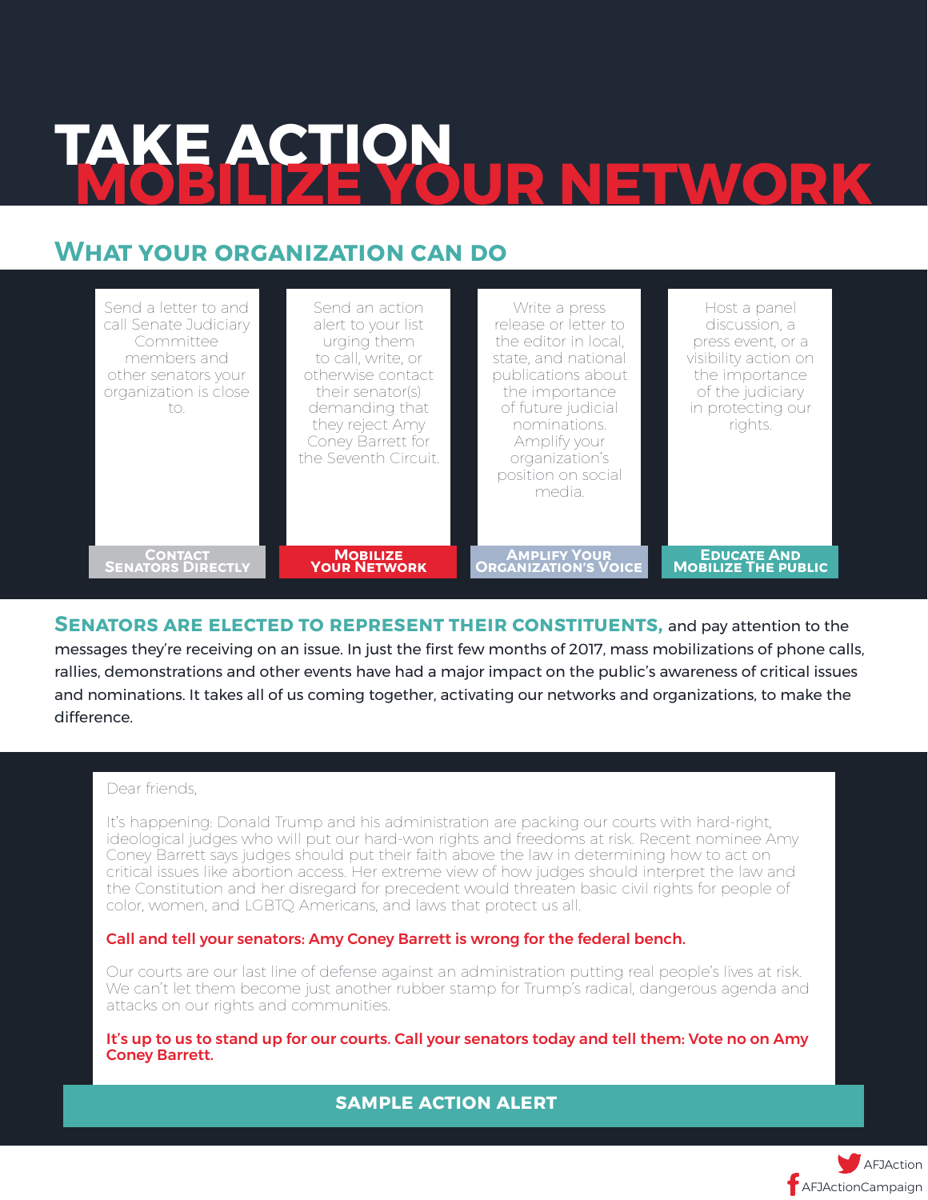# TAKE ACTION
# MOBILIZE YOUR NETWORK

## What your organization can do

**Contact Senators Directly**

Send a letter to and call Senate Judiciary Committee members and other senators your organization is close to.

**Mobilize Your Network**

Send an action alert to your list urging them to call, write, or otherwise contact their senator(s) demanding that they reject Amy Coney Barrett for the Seventh Circuit.

**Amplify Your Organization's Voice**

Write a press release or letter to the editor in local, state, and national publications about the importance of future judicial nominations. Amplify your organization's position on social media.

**Educate and Mobilize the Public**

Host a panel discussion, a press event, or a visibility action on the importance of the judiciary in protecting our rights.

**Senators are elected to represent their constituents,** and pay attention to the messages they're receiving on an issue. In just the first few months of 2017, mass mobilizations of phone calls, rallies, demonstrations and other events have had a major impact on the public's awareness of critical issues and nominations. It takes all of us coming together, activating our networks and organizations, to make the difference.

Dear friends,

It's happening: Donald Trump and his administration are packing our courts with hard-right, ideological judges who will put our hard-won rights and freedoms at risk. Recent nominee Amy Coney Barrett says judges should put their faith above the law in determining how to act on critical issues like abortion access. Her extreme view of how judges should interpret the law and the Constitution and her disregard for precedent would threaten basic civil rights for people of color, women, and LGBTQ Americans, and laws that protect us all.

**Call and tell your senators: Amy Coney Barrett is wrong for the federal bench.**

Our courts are our last line of defense against an administration putting real people's lives at risk. We can't let them become just another rubber stamp for Trump's radical, dangerous agenda and attacks on our rights and communities.

**It's up to us to stand up for our courts. Call your senators today and tell them: Vote no on Amy Coney Barrett.**

**SAMPLE ACTION ALERT**

AFJAction

AFJActionCampaign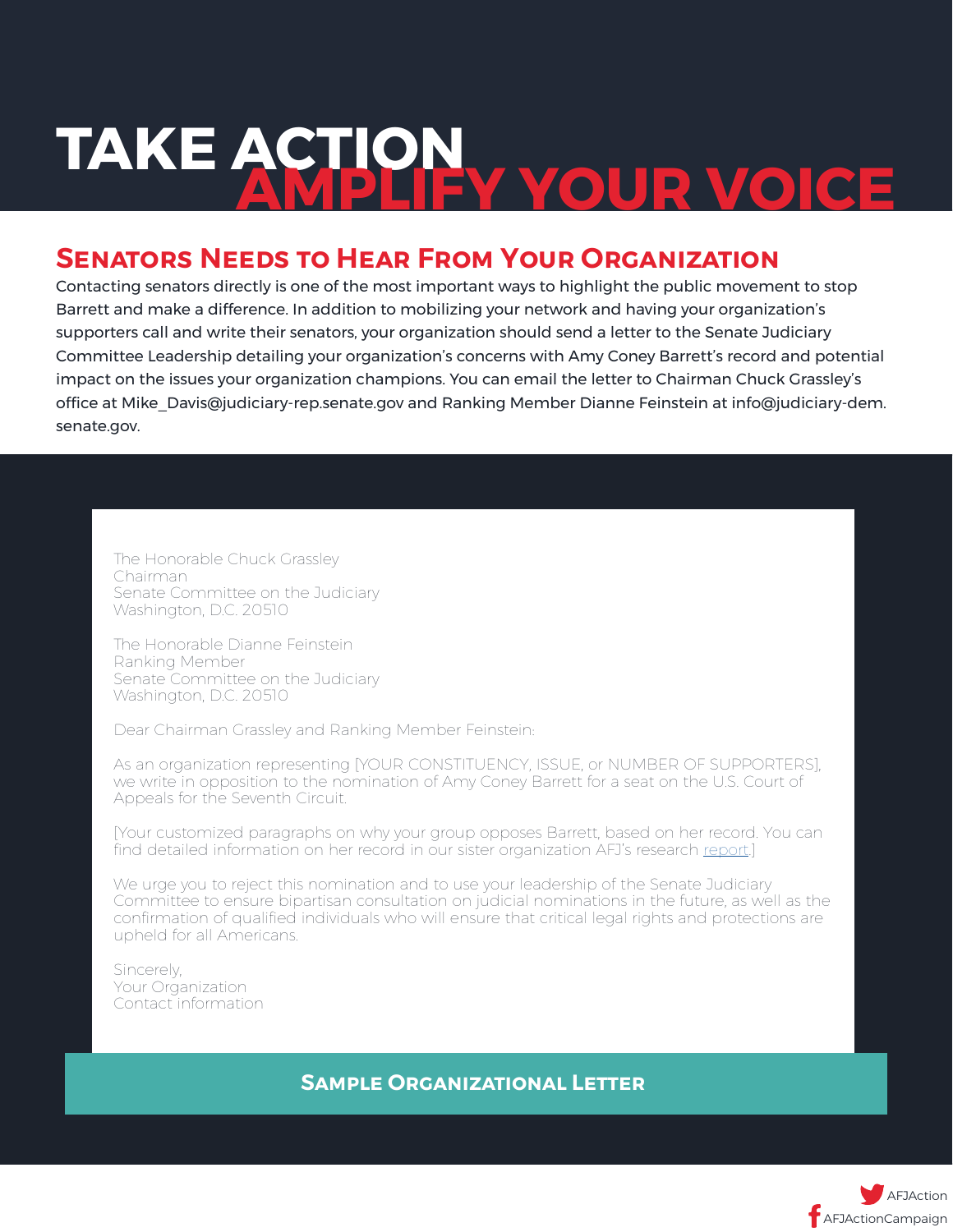# TAKE ACTION AMPLIFY YOUR VOICE

## Senators Needs to Hear From Your Organization

Contacting senators directly is one of the most important ways to highlight the public movement to stop Barrett and make a difference. In addition to mobilizing your network and having your organization's supporters call and write their senators, your organization should send a letter to the Senate Judiciary Committee Leadership detailing your organization's concerns with Amy Coney Barrett's record and potential impact on the issues your organization champions. You can email the letter to Chairman Chuck Grassley's office at Mike_Davis@judiciary-rep.senate.gov and Ranking Member Dianne Feinstein at info@judiciary-dem.senate.gov.

The Honorable Chuck Grassley
Chairman
Senate Committee on the Judiciary
Washington, D.C. 20510

The Honorable Dianne Feinstein
Ranking Member
Senate Committee on the Judiciary
Washington, D.C. 20510

Dear Chairman Grassley and Ranking Member Feinstein:

As an organization representing [YOUR CONSTITUENCY, ISSUE, or NUMBER OF SUPPORTERS], we write in opposition to the nomination of Amy Coney Barrett for a seat on the U.S. Court of Appeals for the Seventh Circuit.

[Your customized paragraphs on why your group opposes Barrett, based on her record. You can find detailed information on her record in our sister organization AFJ's research report.]

We urge you to reject this nomination and to use your leadership of the Senate Judiciary Committee to ensure bipartisan consultation on judicial nominations in the future, as well as the confirmation of qualified individuals who will ensure that critical legal rights and protections are upheld for all Americans.

Sincerely,
Your Organization
Contact information

**Sample Organizational Letter**

AFJAction
AFJActionCampaign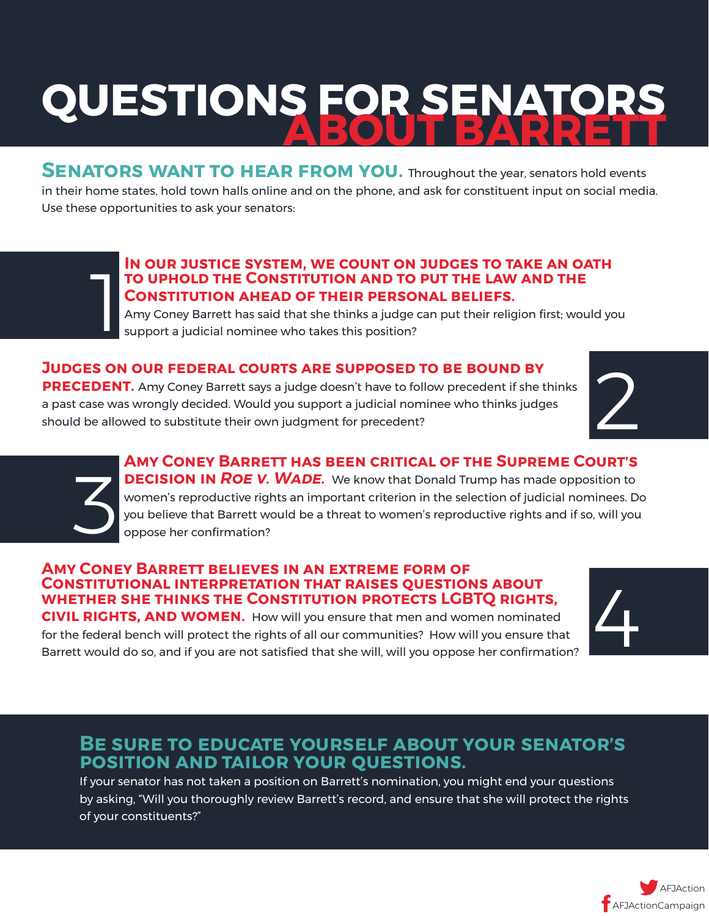# QUESTIONS FOR SENATORS ABOUT BARRETT

**SENATORS WANT TO HEAR FROM YOU.** Throughout the year, senators hold events in their home states, hold town halls online and on the phone, and ask for constituent input on social media. Use these opportunities to ask your senators:

## 1

**IN OUR JUSTICE SYSTEM, WE COUNT ON JUDGES TO TAKE AN OATH TO UPHOLD THE CONSTITUTION AND TO PUT THE LAW AND THE CONSTITUTION AHEAD OF THEIR PERSONAL BELIEFS.** Amy Coney Barrett has said that she thinks a judge can put their religion first; would you support a judicial nominee who takes this position?

## 2

**JUDGES ON OUR FEDERAL COURTS ARE SUPPOSED TO BE BOUND BY PRECEDENT.** Amy Coney Barrett says a judge doesn't have to follow precedent if she thinks a past case was wrongly decided. Would you support a judicial nominee who thinks judges should be allowed to substitute their own judgment for precedent?

## 3

**AMY CONEY BARRETT HAS BEEN CRITICAL OF THE SUPREME COURT'S DECISION IN *ROE V. WADE*.** We know that Donald Trump has made opposition to women's reproductive rights an important criterion in the selection of judicial nominees. Do you believe that Barrett would be a threat to women's reproductive rights and if so, will you oppose her confirmation?

## 4

**AMY CONEY BARRETT BELIEVES IN AN EXTREME FORM OF CONSTITUTIONAL INTERPRETATION THAT RAISES QUESTIONS ABOUT WHETHER SHE THINKS THE CONSTITUTION PROTECTS LGBTQ RIGHTS, CIVIL RIGHTS, AND WOMEN.** How will you ensure that men and women nominated for the federal bench will protect the rights of all our communities? How will you ensure that Barrett would do so, and if you are not satisfied that she will, will you oppose her confirmation?

## BE SURE TO EDUCATE YOURSELF ABOUT YOUR SENATOR'S POSITION AND TAILOR YOUR QUESTIONS.

If your senator has not taken a position on Barrett's nomination, you might end your questions by asking, "Will you thoroughly review Barrett's record, and ensure that she will protect the rights of your constituents?"

AFJAction

AFJActionCampaign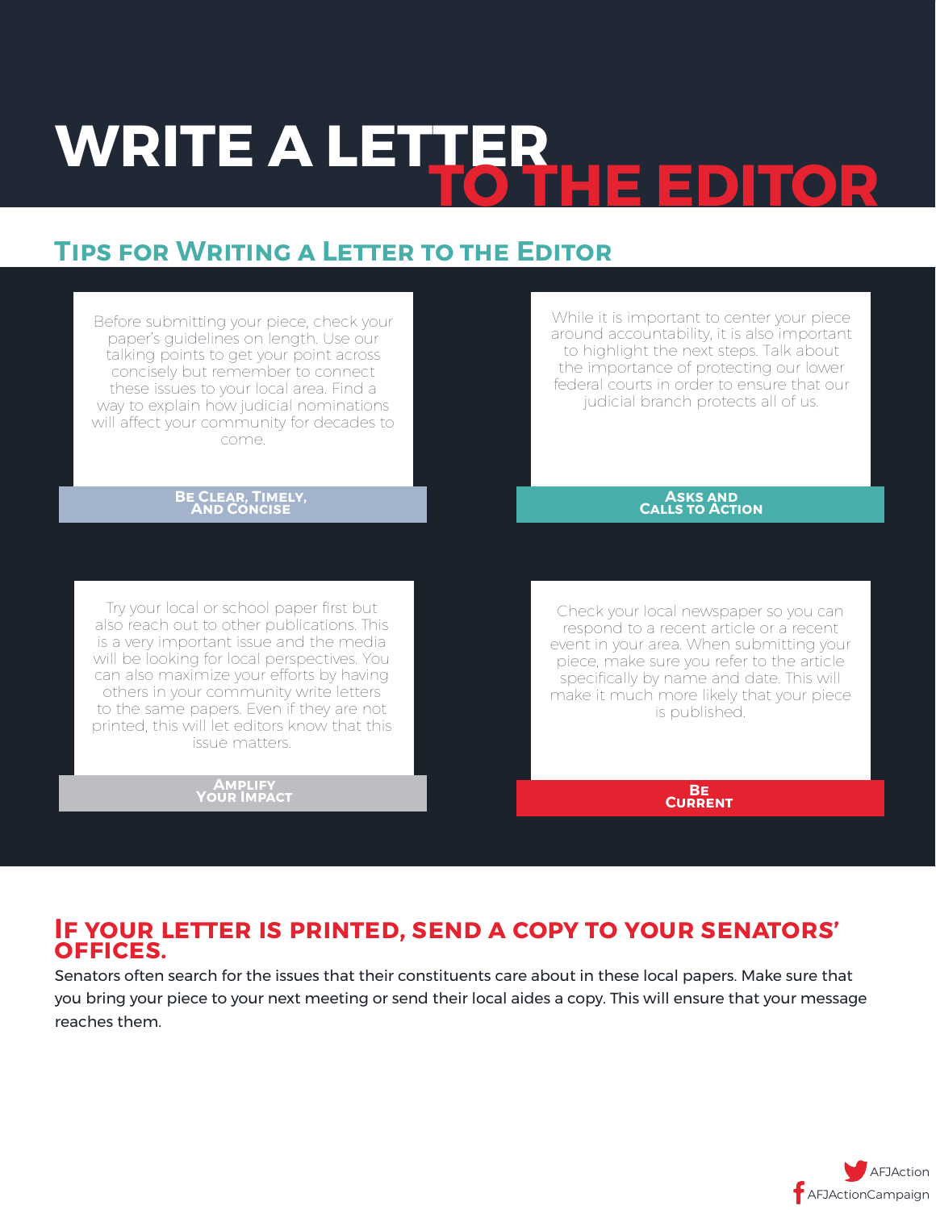# WRITE A LETTER TO THE EDITOR

## Tips for Writing a Letter to the Editor

Before submitting your piece, check your paper's guidelines on length. Use our talking points to get your point across concisely but remember to connect these issues to your local area. Find a way to explain how judicial nominations will affect your community for decades to come.

**Be Clear, Timely, and Concise**

While it is important to center your piece around accountability, it is also important to highlight the next steps. Talk about the importance of protecting our lower federal courts in order to ensure that our judicial branch protects all of us.

**Asks and Calls to Action**

Try your local or school paper first but also reach out to other publications. This is a very important issue and the media will be looking for local perspectives. You can also maximize your efforts by having others in your community write letters to the same papers. Even if they are not printed, this will let editors know that this issue matters.

**Amplify Your Impact**

Check your local newspaper so you can respond to a recent article or a recent event in your area. When submitting your piece, make sure you refer to the article specifically by name and date. This will make it much more likely that your piece is published.

**Be Current**

## If your letter is printed, send a copy to your senators' offices.

Senators often search for the issues that their constituents care about in these local papers. Make sure that you bring your piece to your next meeting or send their local aides a copy. This will ensure that your message reaches them.

AFJAction

AFJActionCampaign